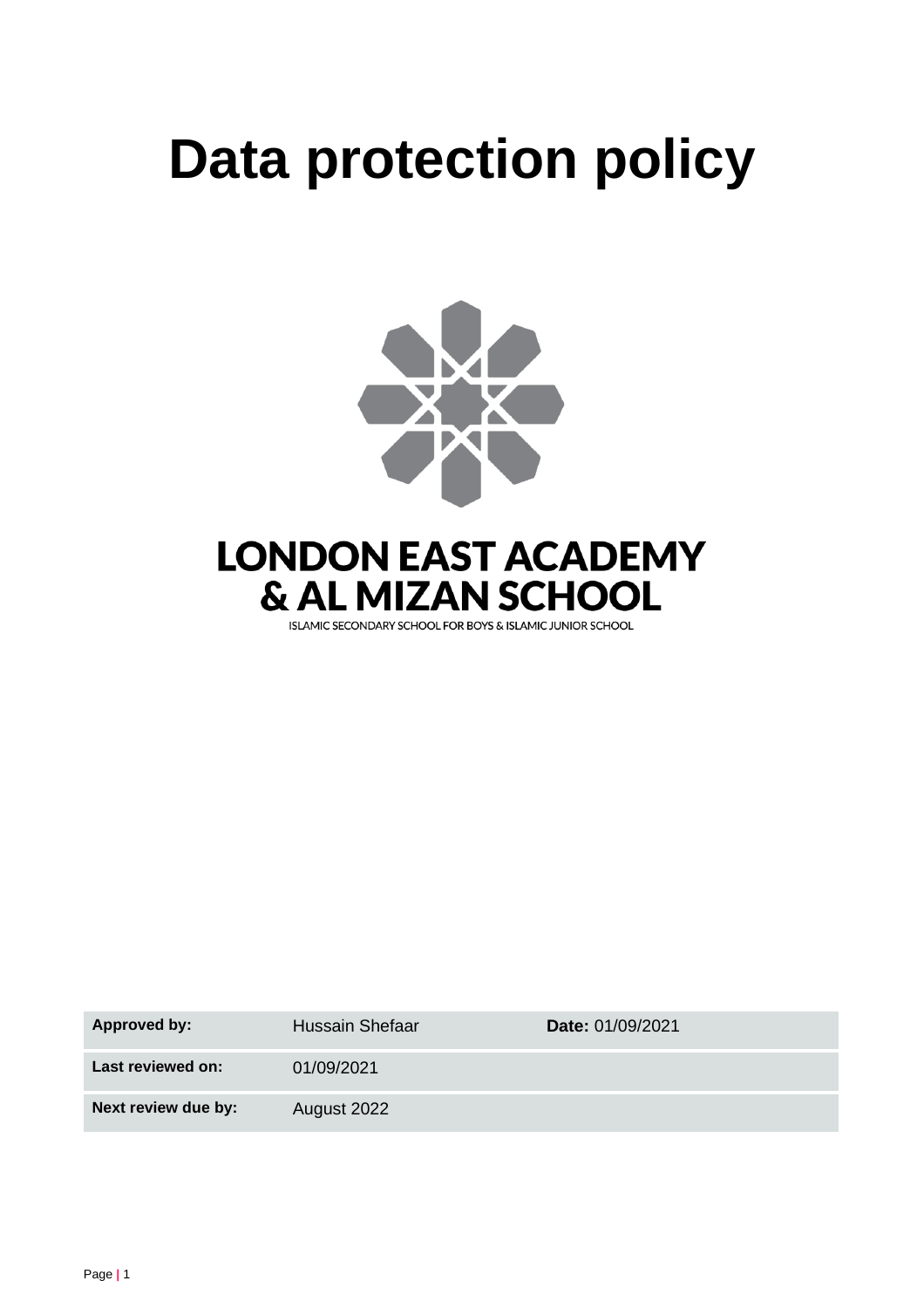# Data protection policy

**LONDON EAST ACADEMY & AL MIZAN SCHOOL**

ISLAMIC SECONDARY SCHOOL FOR BOYS & ISLAMIC JUNIOR SCHOOL

| | | |
|---|---|---|
| **Approved by:** | Hussain Shefaar | **Date:** 01/09/2021 |
| **Last reviewed on:** | 01/09/2021 | |
| **Next review due by:** | August 2022 | |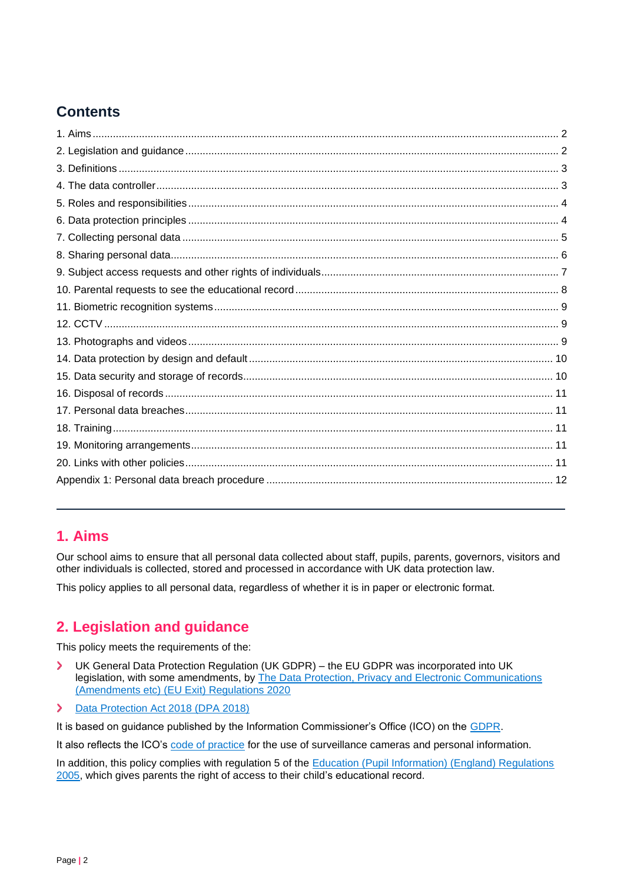## Contents

1. Aims ........................................................................................................ 2
2. Legislation and guidance ........................................................................... 2
3. Definitions .............................................................................................. 3
4. The data controller .................................................................................. 3
5. Roles and responsibilities ......................................................................... 4
6. Data protection principles ......................................................................... 4
7. Collecting personal data ........................................................................... 5
8. Sharing personal data ............................................................................... 6
9. Subject access requests and other rights of individuals .................................. 7
10. Parental requests to see the educational record ........................................... 8
11. Biometric recognition systems .................................................................. 9
12. CCTV ..................................................................................................... 9
13. Photographs and videos ........................................................................... 9
14. Data protection by design and default ....................................................... 10
15. Data security and storage of records ......................................................... 10
16. Disposal of records ................................................................................ 11
17. Personal data breaches ........................................................................... 11
18. Training ............................................................................................... 11
19. Monitoring arrangements ........................................................................ 11
20. Links with other policies ......................................................................... 11

Appendix 1: Personal data breach procedure ..................................................... 12

---

## 1. Aims

Our school aims to ensure that all personal data collected about staff, pupils, parents, governors, visitors and other individuals is collected, stored and processed in accordance with UK data protection law.

This policy applies to all personal data, regardless of whether it is in paper or electronic format.

## 2. Legislation and guidance

This policy meets the requirements of the:

- UK General Data Protection Regulation (UK GDPR) – the EU GDPR was incorporated into UK legislation, with some amendments, by The Data Protection, Privacy and Electronic Communications (Amendments etc) (EU Exit) Regulations 2020
- Data Protection Act 2018 (DPA 2018)

It is based on guidance published by the Information Commissioner's Office (ICO) on the GDPR.

It also reflects the ICO's code of practice for the use of surveillance cameras and personal information.

In addition, this policy complies with regulation 5 of the Education (Pupil Information) (England) Regulations 2005, which gives parents the right of access to their child's educational record.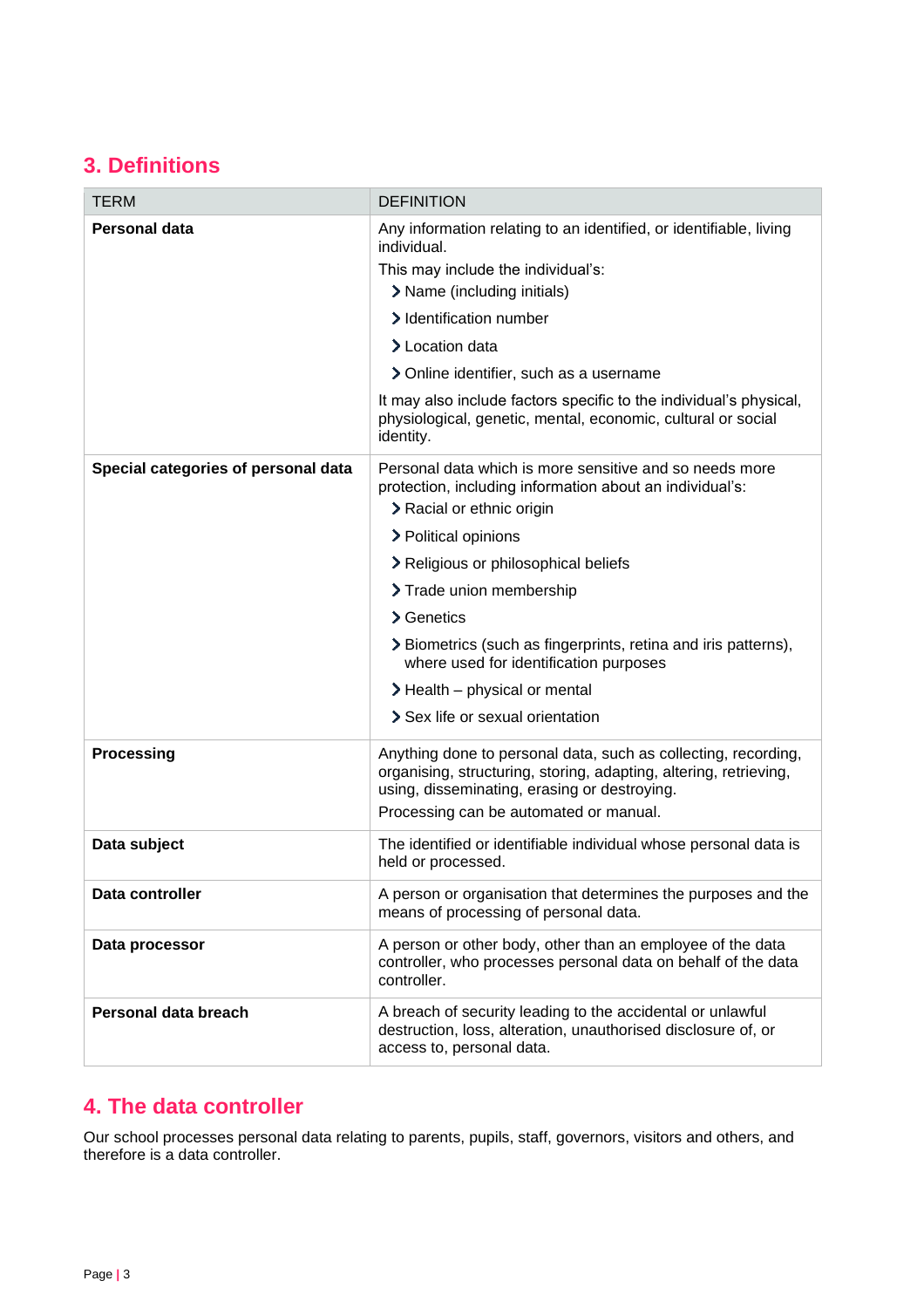## 3. Definitions

| TERM | DEFINITION |
| --- | --- |
| **Personal data** | Any information relating to an identified, or identifiable, living individual.<br>This may include the individual's:<br>› Name (including initials)<br>› Identification number<br>› Location data<br>› Online identifier, such as a username<br>It may also include factors specific to the individual's physical, physiological, genetic, mental, economic, cultural or social identity. |
| **Special categories of personal data** | Personal data which is more sensitive and so needs more protection, including information about an individual's:<br>› Racial or ethnic origin<br>› Political opinions<br>› Religious or philosophical beliefs<br>› Trade union membership<br>› Genetics<br>› Biometrics (such as fingerprints, retina and iris patterns), where used for identification purposes<br>› Health – physical or mental<br>› Sex life or sexual orientation |
| **Processing** | Anything done to personal data, such as collecting, recording, organising, structuring, storing, adapting, altering, retrieving, using, disseminating, erasing or destroying.<br>Processing can be automated or manual. |
| **Data subject** | The identified or identifiable individual whose personal data is held or processed. |
| **Data controller** | A person or organisation that determines the purposes and the means of processing of personal data. |
| **Data processor** | A person or other body, other than an employee of the data controller, who processes personal data on behalf of the data controller. |
| **Personal data breach** | A breach of security leading to the accidental or unlawful destruction, loss, alteration, unauthorised disclosure of, or access to, personal data. |

## 4. The data controller

Our school processes personal data relating to parents, pupils, staff, governors, visitors and others, and therefore is a data controller.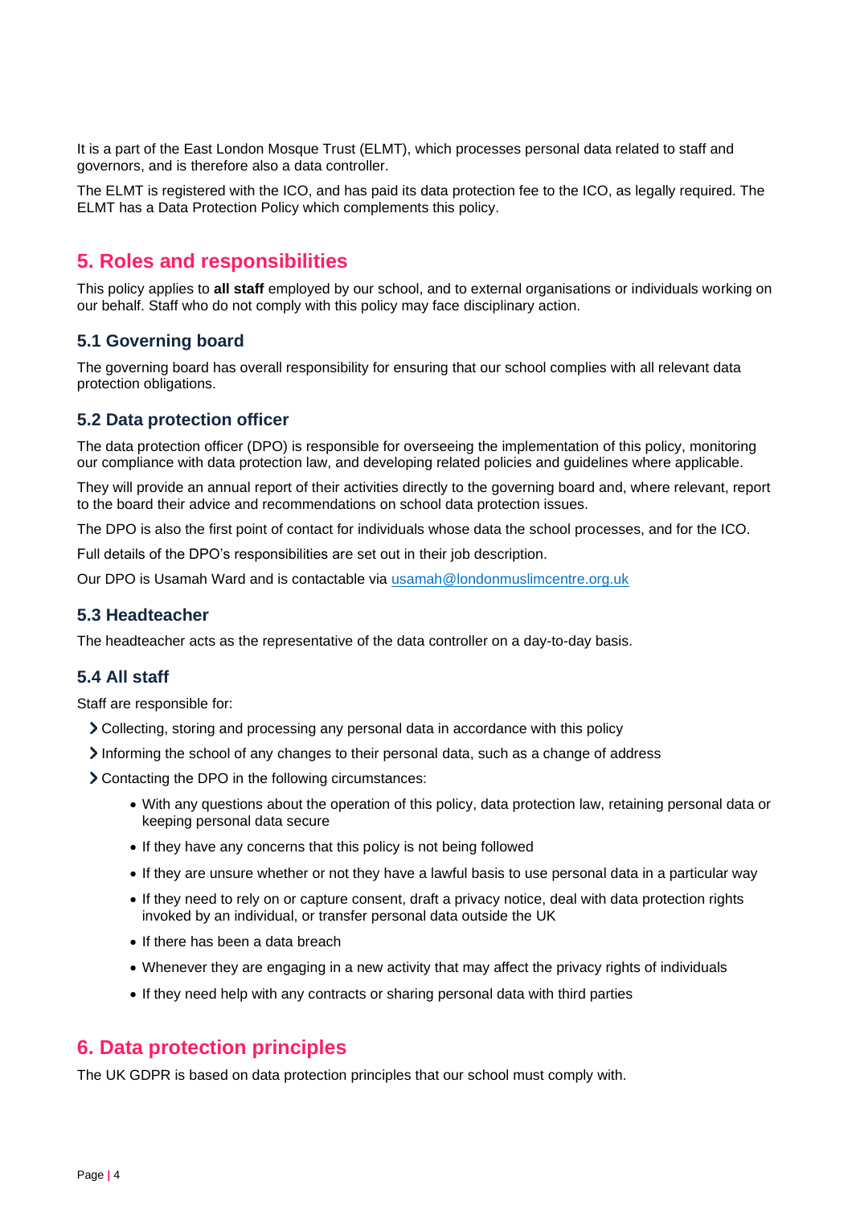It is a part of the East London Mosque Trust (ELMT), which processes personal data related to staff and governors, and is therefore also a data controller.

The ELMT is registered with the ICO, and has paid its data protection fee to the ICO, as legally required. The ELMT has a Data Protection Policy which complements this policy.

## 5. Roles and responsibilities

This policy applies to **all staff** employed by our school, and to external organisations or individuals working on our behalf. Staff who do not comply with this policy may face disciplinary action.

### 5.1 Governing board

The governing board has overall responsibility for ensuring that our school complies with all relevant data protection obligations.

### 5.2 Data protection officer

The data protection officer (DPO) is responsible for overseeing the implementation of this policy, monitoring our compliance with data protection law, and developing related policies and guidelines where applicable.

They will provide an annual report of their activities directly to the governing board and, where relevant, report to the board their advice and recommendations on school data protection issues.

The DPO is also the first point of contact for individuals whose data the school processes, and for the ICO.

Full details of the DPO's responsibilities are set out in their job description.

Our DPO is Usamah Ward and is contactable via [usamah@londonmuslimcentre.org.uk](mailto:usamah@londonmuslimcentre.org.uk)

### 5.3 Headteacher

The headteacher acts as the representative of the data controller on a day-to-day basis.

### 5.4 All staff

Staff are responsible for:

- Collecting, storing and processing any personal data in accordance with this policy
- Informing the school of any changes to their personal data, such as a change of address
- Contacting the DPO in the following circumstances:
    - With any questions about the operation of this policy, data protection law, retaining personal data or keeping personal data secure
    - If they have any concerns that this policy is not being followed
    - If they are unsure whether or not they have a lawful basis to use personal data in a particular way
    - If they need to rely on or capture consent, draft a privacy notice, deal with data protection rights invoked by an individual, or transfer personal data outside the UK
    - If there has been a data breach
    - Whenever they are engaging in a new activity that may affect the privacy rights of individuals
    - If they need help with any contracts or sharing personal data with third parties

## 6. Data protection principles

The UK GDPR is based on data protection principles that our school must comply with.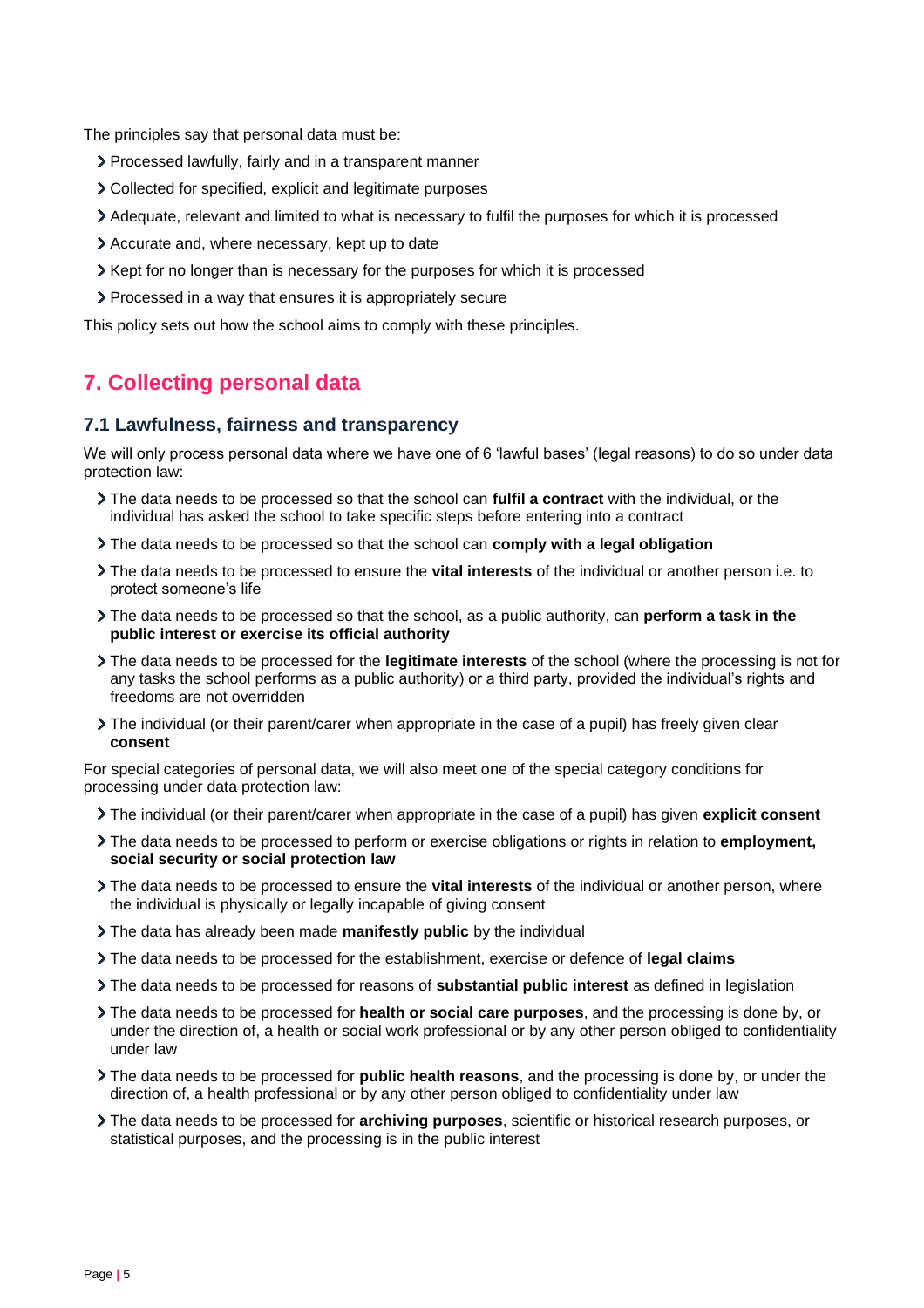The principles say that personal data must be:

- Processed lawfully, fairly and in a transparent manner
- Collected for specified, explicit and legitimate purposes
- Adequate, relevant and limited to what is necessary to fulfil the purposes for which it is processed
- Accurate and, where necessary, kept up to date
- Kept for no longer than is necessary for the purposes for which it is processed
- Processed in a way that ensures it is appropriately secure

This policy sets out how the school aims to comply with these principles.

## 7. Collecting personal data

### 7.1 Lawfulness, fairness and transparency

We will only process personal data where we have one of 6 'lawful bases' (legal reasons) to do so under data protection law:

- The data needs to be processed so that the school can **fulfil a contract** with the individual, or the individual has asked the school to take specific steps before entering into a contract
- The data needs to be processed so that the school can **comply with a legal obligation**
- The data needs to be processed to ensure the **vital interests** of the individual or another person i.e. to protect someone's life
- The data needs to be processed so that the school, as a public authority, can **perform a task in the public interest or exercise its official authority**
- The data needs to be processed for the **legitimate interests** of the school (where the processing is not for any tasks the school performs as a public authority) or a third party, provided the individual's rights and freedoms are not overridden
- The individual (or their parent/carer when appropriate in the case of a pupil) has freely given clear **consent**

For special categories of personal data, we will also meet one of the special category conditions for processing under data protection law:

- The individual (or their parent/carer when appropriate in the case of a pupil) has given **explicit consent**
- The data needs to be processed to perform or exercise obligations or rights in relation to **employment, social security or social protection law**
- The data needs to be processed to ensure the **vital interests** of the individual or another person, where the individual is physically or legally incapable of giving consent
- The data has already been made **manifestly public** by the individual
- The data needs to be processed for the establishment, exercise or defence of **legal claims**
- The data needs to be processed for reasons of **substantial public interest** as defined in legislation
- The data needs to be processed for **health or social care purposes**, and the processing is done by, or under the direction of, a health or social work professional or by any other person obliged to confidentiality under law
- The data needs to be processed for **public health reasons**, and the processing is done by, or under the direction of, a health professional or by any other person obliged to confidentiality under law
- The data needs to be processed for **archiving purposes**, scientific or historical research purposes, or statistical purposes, and the processing is in the public interest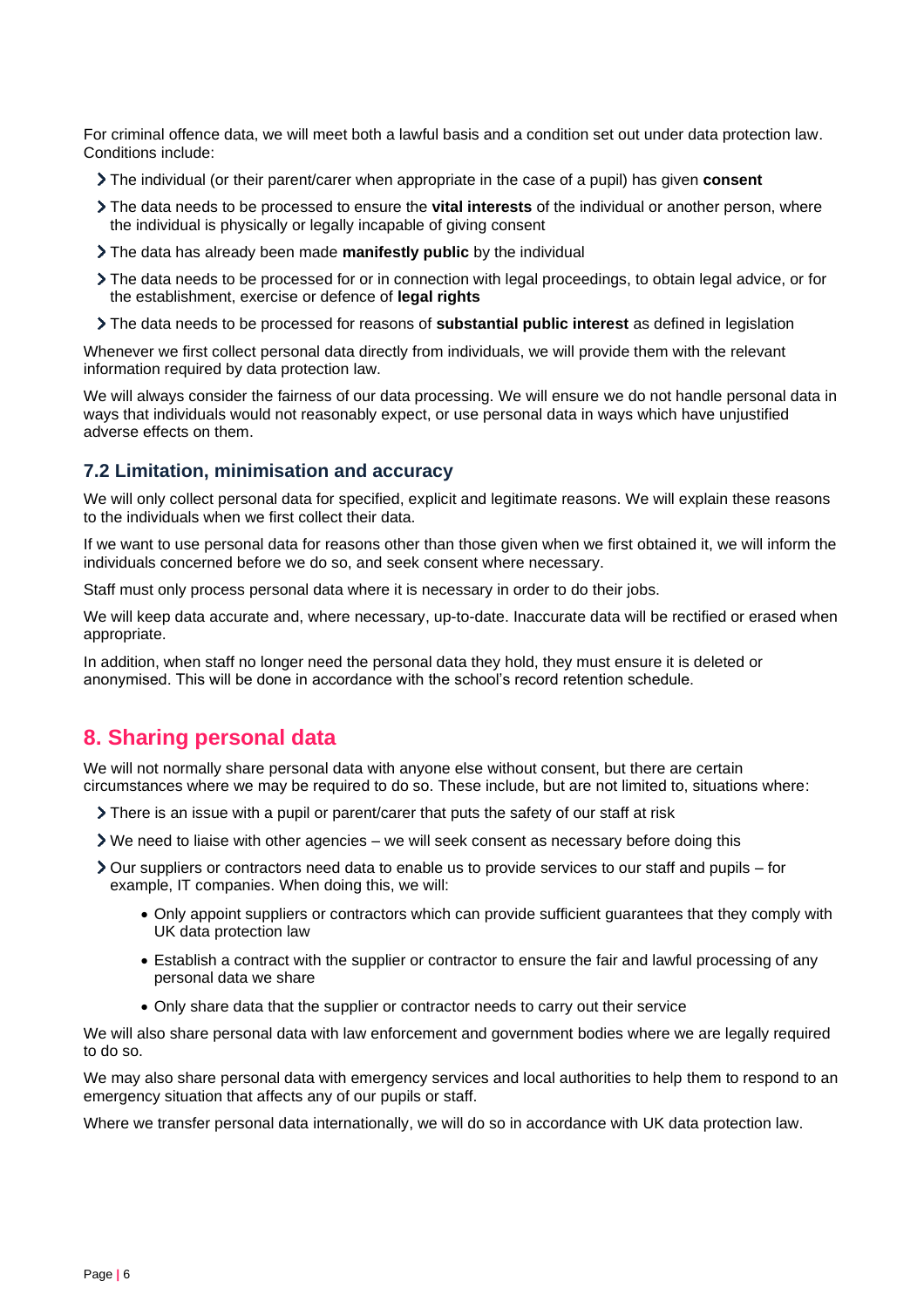For criminal offence data, we will meet both a lawful basis and a condition set out under data protection law. Conditions include:

- The individual (or their parent/carer when appropriate in the case of a pupil) has given **consent**
- The data needs to be processed to ensure the **vital interests** of the individual or another person, where the individual is physically or legally incapable of giving consent
- The data has already been made **manifestly public** by the individual
- The data needs to be processed for or in connection with legal proceedings, to obtain legal advice, or for the establishment, exercise or defence of **legal rights**
- The data needs to be processed for reasons of **substantial public interest** as defined in legislation

Whenever we first collect personal data directly from individuals, we will provide them with the relevant information required by data protection law.

We will always consider the fairness of our data processing. We will ensure we do not handle personal data in ways that individuals would not reasonably expect, or use personal data in ways which have unjustified adverse effects on them.

### 7.2 Limitation, minimisation and accuracy

We will only collect personal data for specified, explicit and legitimate reasons. We will explain these reasons to the individuals when we first collect their data.

If we want to use personal data for reasons other than those given when we first obtained it, we will inform the individuals concerned before we do so, and seek consent where necessary.

Staff must only process personal data where it is necessary in order to do their jobs.

We will keep data accurate and, where necessary, up-to-date. Inaccurate data will be rectified or erased when appropriate.

In addition, when staff no longer need the personal data they hold, they must ensure it is deleted or anonymised. This will be done in accordance with the school's record retention schedule.

## 8. Sharing personal data

We will not normally share personal data with anyone else without consent, but there are certain circumstances where we may be required to do so. These include, but are not limited to, situations where:

- There is an issue with a pupil or parent/carer that puts the safety of our staff at risk
- We need to liaise with other agencies – we will seek consent as necessary before doing this
- Our suppliers or contractors need data to enable us to provide services to our staff and pupils – for example, IT companies. When doing this, we will:
  - Only appoint suppliers or contractors which can provide sufficient guarantees that they comply with UK data protection law
  - Establish a contract with the supplier or contractor to ensure the fair and lawful processing of any personal data we share
  - Only share data that the supplier or contractor needs to carry out their service

We will also share personal data with law enforcement and government bodies where we are legally required to do so.

We may also share personal data with emergency services and local authorities to help them to respond to an emergency situation that affects any of our pupils or staff.

Where we transfer personal data internationally, we will do so in accordance with UK data protection law.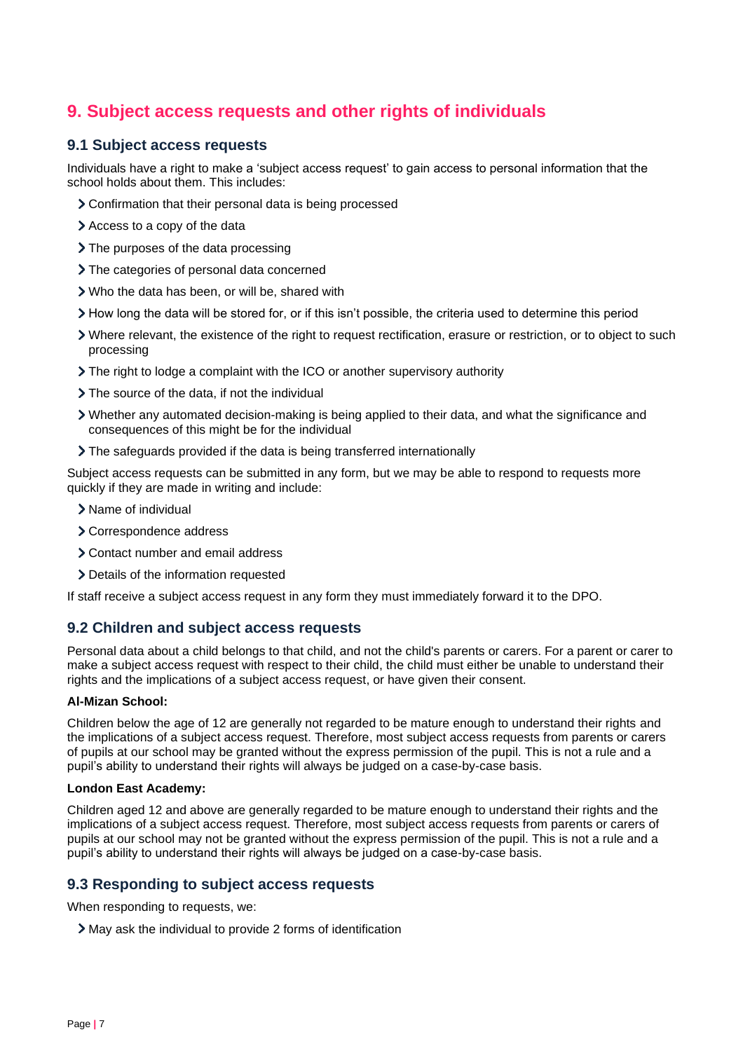## 9. Subject access requests and other rights of individuals

### 9.1 Subject access requests

Individuals have a right to make a 'subject access request' to gain access to personal information that the school holds about them. This includes:

- Confirmation that their personal data is being processed
- Access to a copy of the data
- The purposes of the data processing
- The categories of personal data concerned
- Who the data has been, or will be, shared with
- How long the data will be stored for, or if this isn't possible, the criteria used to determine this period
- Where relevant, the existence of the right to request rectification, erasure or restriction, or to object to such processing
- The right to lodge a complaint with the ICO or another supervisory authority
- The source of the data, if not the individual
- Whether any automated decision-making is being applied to their data, and what the significance and consequences of this might be for the individual
- The safeguards provided if the data is being transferred internationally

Subject access requests can be submitted in any form, but we may be able to respond to requests more quickly if they are made in writing and include:

- Name of individual
- Correspondence address
- Contact number and email address
- Details of the information requested

If staff receive a subject access request in any form they must immediately forward it to the DPO.

### 9.2 Children and subject access requests

Personal data about a child belongs to that child, and not the child's parents or carers. For a parent or carer to make a subject access request with respect to their child, the child must either be unable to understand their rights and the implications of a subject access request, or have given their consent.

**Al-Mizan School:**

Children below the age of 12 are generally not regarded to be mature enough to understand their rights and the implications of a subject access request. Therefore, most subject access requests from parents or carers of pupils at our school may be granted without the express permission of the pupil. This is not a rule and a pupil's ability to understand their rights will always be judged on a case-by-case basis.

**London East Academy:**

Children aged 12 and above are generally regarded to be mature enough to understand their rights and the implications of a subject access request. Therefore, most subject access requests from parents or carers of pupils at our school may not be granted without the express permission of the pupil. This is not a rule and a pupil's ability to understand their rights will always be judged on a case-by-case basis.

### 9.3 Responding to subject access requests

When responding to requests, we:

- May ask the individual to provide 2 forms of identification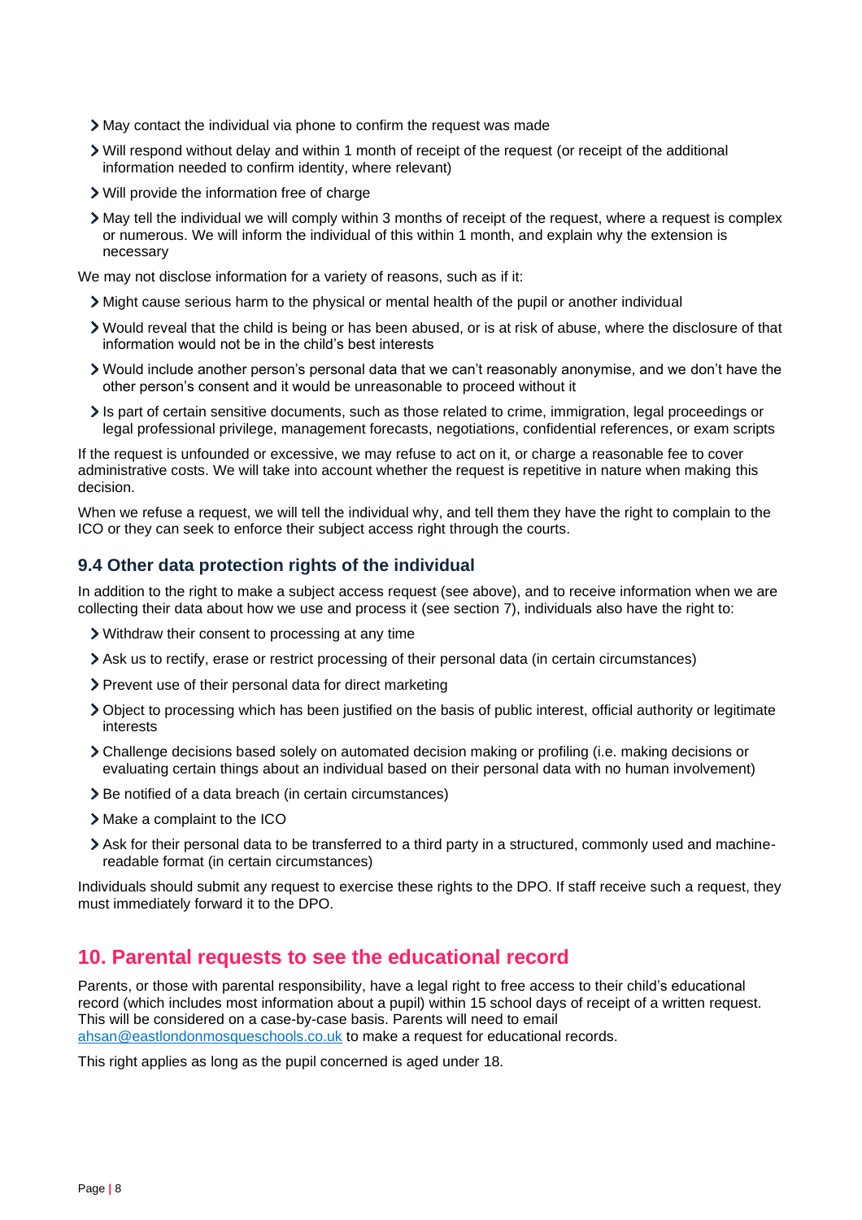- May contact the individual via phone to confirm the request was made
- Will respond without delay and within 1 month of receipt of the request (or receipt of the additional information needed to confirm identity, where relevant)
- Will provide the information free of charge
- May tell the individual we will comply within 3 months of receipt of the request, where a request is complex or numerous. We will inform the individual of this within 1 month, and explain why the extension is necessary

We may not disclose information for a variety of reasons, such as if it:

- Might cause serious harm to the physical or mental health of the pupil or another individual
- Would reveal that the child is being or has been abused, or is at risk of abuse, where the disclosure of that information would not be in the child's best interests
- Would include another person's personal data that we can't reasonably anonymise, and we don't have the other person's consent and it would be unreasonable to proceed without it
- Is part of certain sensitive documents, such as those related to crime, immigration, legal proceedings or legal professional privilege, management forecasts, negotiations, confidential references, or exam scripts

If the request is unfounded or excessive, we may refuse to act on it, or charge a reasonable fee to cover administrative costs. We will take into account whether the request is repetitive in nature when making this decision.

When we refuse a request, we will tell the individual why, and tell them they have the right to complain to the ICO or they can seek to enforce their subject access right through the courts.

### 9.4 Other data protection rights of the individual

In addition to the right to make a subject access request (see above), and to receive information when we are collecting their data about how we use and process it (see section 7), individuals also have the right to:

- Withdraw their consent to processing at any time
- Ask us to rectify, erase or restrict processing of their personal data (in certain circumstances)
- Prevent use of their personal data for direct marketing
- Object to processing which has been justified on the basis of public interest, official authority or legitimate interests
- Challenge decisions based solely on automated decision making or profiling (i.e. making decisions or evaluating certain things about an individual based on their personal data with no human involvement)
- Be notified of a data breach (in certain circumstances)
- Make a complaint to the ICO
- Ask for their personal data to be transferred to a third party in a structured, commonly used and machine-readable format (in certain circumstances)

Individuals should submit any request to exercise these rights to the DPO. If staff receive such a request, they must immediately forward it to the DPO.

## 10. Parental requests to see the educational record

Parents, or those with parental responsibility, have a legal right to free access to their child's educational record (which includes most information about a pupil) within 15 school days of receipt of a written request. This will be considered on a case-by-case basis. Parents will need to email [ahsan@eastlondonmosqueschools.co.uk](mailto:ahsan@eastlondonmosqueschools.co.uk) to make a request for educational records.

This right applies as long as the pupil concerned is aged under 18.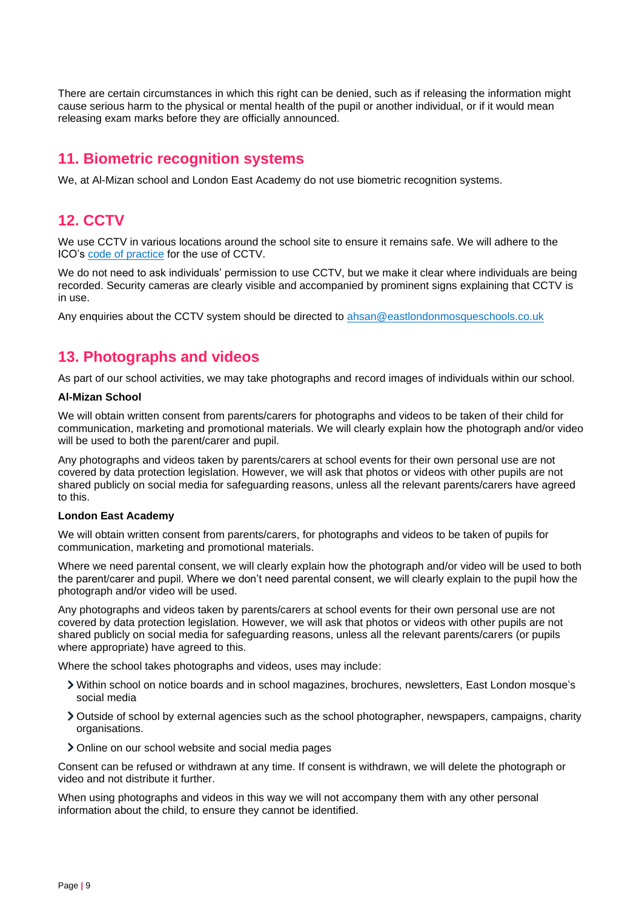There are certain circumstances in which this right can be denied, such as if releasing the information might cause serious harm to the physical or mental health of the pupil or another individual, or if it would mean releasing exam marks before they are officially announced.

## 11. Biometric recognition systems

We, at Al-Mizan school and London East Academy do not use biometric recognition systems.

## 12. CCTV

We use CCTV in various locations around the school site to ensure it remains safe. We will adhere to the ICO's code of practice for the use of CCTV.

We do not need to ask individuals' permission to use CCTV, but we make it clear where individuals are being recorded. Security cameras are clearly visible and accompanied by prominent signs explaining that CCTV is in use.

Any enquiries about the CCTV system should be directed to ahsan@eastlondonmosqueschools.co.uk

## 13. Photographs and videos

As part of our school activities, we may take photographs and record images of individuals within our school.

**Al-Mizan School**

We will obtain written consent from parents/carers for photographs and videos to be taken of their child for communication, marketing and promotional materials. We will clearly explain how the photograph and/or video will be used to both the parent/carer and pupil.

Any photographs and videos taken by parents/carers at school events for their own personal use are not covered by data protection legislation. However, we will ask that photos or videos with other pupils are not shared publicly on social media for safeguarding reasons, unless all the relevant parents/carers have agreed to this.

**London East Academy**

We will obtain written consent from parents/carers, for photographs and videos to be taken of pupils for communication, marketing and promotional materials.

Where we need parental consent, we will clearly explain how the photograph and/or video will be used to both the parent/carer and pupil. Where we don't need parental consent, we will clearly explain to the pupil how the photograph and/or video will be used.

Any photographs and videos taken by parents/carers at school events for their own personal use are not covered by data protection legislation. However, we will ask that photos or videos with other pupils are not shared publicly on social media for safeguarding reasons, unless all the relevant parents/carers (or pupils where appropriate) have agreed to this.

Where the school takes photographs and videos, uses may include:

- Within school on notice boards and in school magazines, brochures, newsletters, East London mosque's social media
- Outside of school by external agencies such as the school photographer, newspapers, campaigns, charity organisations.
- Online on our school website and social media pages

Consent can be refused or withdrawn at any time. If consent is withdrawn, we will delete the photograph or video and not distribute it further.

When using photographs and videos in this way we will not accompany them with any other personal information about the child, to ensure they cannot be identified.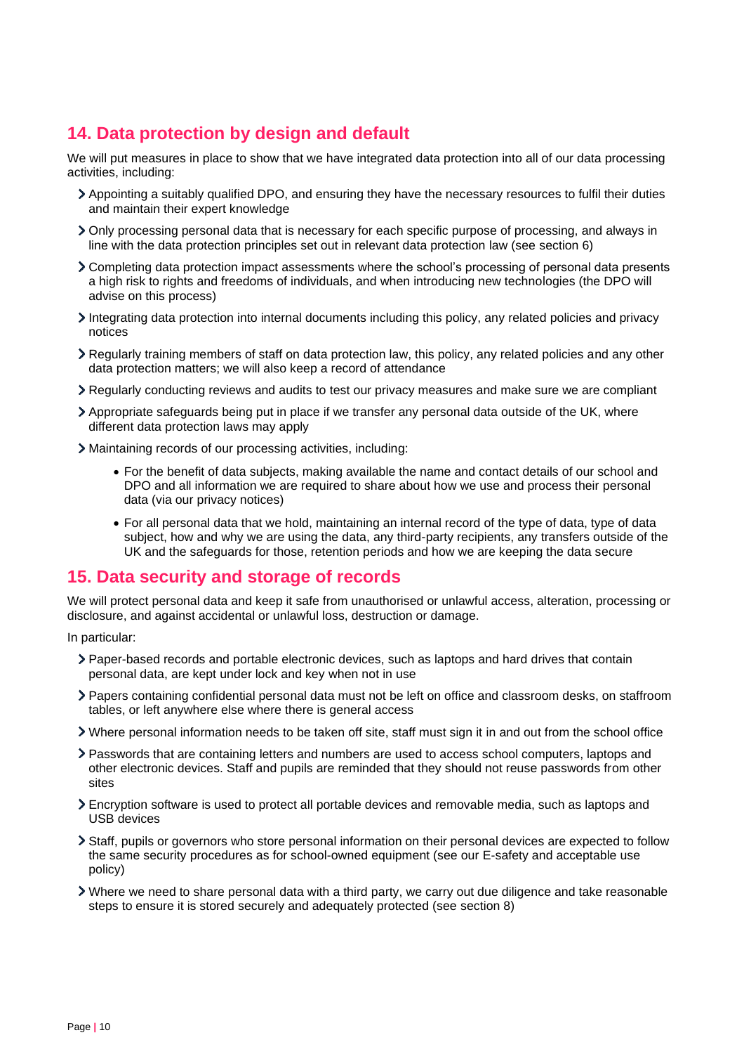## 14. Data protection by design and default

We will put measures in place to show that we have integrated data protection into all of our data processing activities, including:

- Appointing a suitably qualified DPO, and ensuring they have the necessary resources to fulfil their duties and maintain their expert knowledge
- Only processing personal data that is necessary for each specific purpose of processing, and always in line with the data protection principles set out in relevant data protection law (see section 6)
- Completing data protection impact assessments where the school's processing of personal data presents a high risk to rights and freedoms of individuals, and when introducing new technologies (the DPO will advise on this process)
- Integrating data protection into internal documents including this policy, any related policies and privacy notices
- Regularly training members of staff on data protection law, this policy, any related policies and any other data protection matters; we will also keep a record of attendance
- Regularly conducting reviews and audits to test our privacy measures and make sure we are compliant
- Appropriate safeguards being put in place if we transfer any personal data outside of the UK, where different data protection laws may apply
- Maintaining records of our processing activities, including:
    - For the benefit of data subjects, making available the name and contact details of our school and DPO and all information we are required to share about how we use and process their personal data (via our privacy notices)
    - For all personal data that we hold, maintaining an internal record of the type of data, type of data subject, how and why we are using the data, any third-party recipients, any transfers outside of the UK and the safeguards for those, retention periods and how we are keeping the data secure

## 15. Data security and storage of records

We will protect personal data and keep it safe from unauthorised or unlawful access, alteration, processing or disclosure, and against accidental or unlawful loss, destruction or damage.

In particular:

- Paper-based records and portable electronic devices, such as laptops and hard drives that contain personal data, are kept under lock and key when not in use
- Papers containing confidential personal data must not be left on office and classroom desks, on staffroom tables, or left anywhere else where there is general access
- Where personal information needs to be taken off site, staff must sign it in and out from the school office
- Passwords that are containing letters and numbers are used to access school computers, laptops and other electronic devices. Staff and pupils are reminded that they should not reuse passwords from other sites
- Encryption software is used to protect all portable devices and removable media, such as laptops and USB devices
- Staff, pupils or governors who store personal information on their personal devices are expected to follow the same security procedures as for school-owned equipment (see our E-safety and acceptable use policy)
- Where we need to share personal data with a third party, we carry out due diligence and take reasonable steps to ensure it is stored securely and adequately protected (see section 8)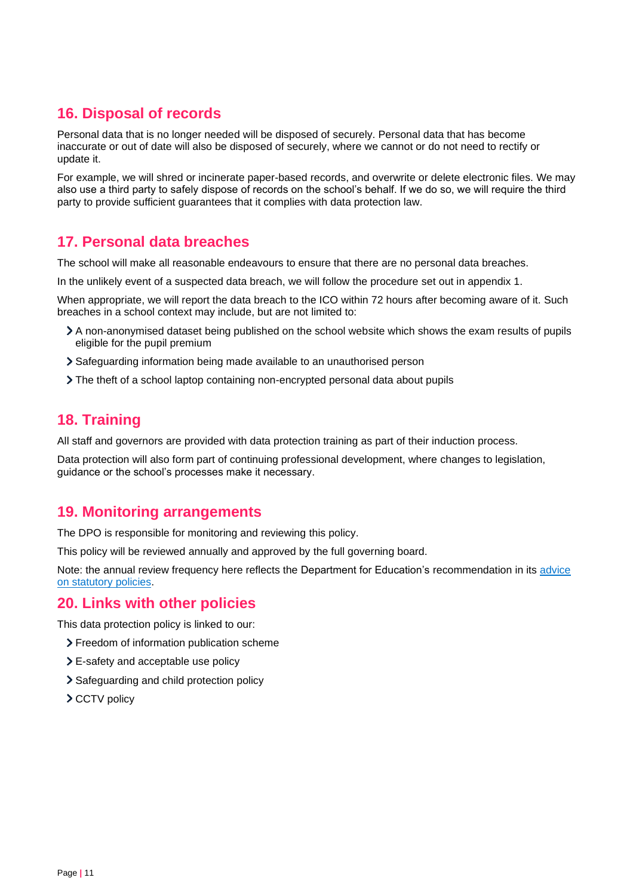## 16. Disposal of records

Personal data that is no longer needed will be disposed of securely. Personal data that has become inaccurate or out of date will also be disposed of securely, where we cannot or do not need to rectify or update it.

For example, we will shred or incinerate paper-based records, and overwrite or delete electronic files. We may also use a third party to safely dispose of records on the school's behalf. If we do so, we will require the third party to provide sufficient guarantees that it complies with data protection law.

## 17. Personal data breaches

The school will make all reasonable endeavours to ensure that there are no personal data breaches.

In the unlikely event of a suspected data breach, we will follow the procedure set out in appendix 1.

When appropriate, we will report the data breach to the ICO within 72 hours after becoming aware of it. Such breaches in a school context may include, but are not limited to:

- A non-anonymised dataset being published on the school website which shows the exam results of pupils eligible for the pupil premium
- Safeguarding information being made available to an unauthorised person
- The theft of a school laptop containing non-encrypted personal data about pupils

## 18. Training

All staff and governors are provided with data protection training as part of their induction process.

Data protection will also form part of continuing professional development, where changes to legislation, guidance or the school's processes make it necessary.

## 19. Monitoring arrangements

The DPO is responsible for monitoring and reviewing this policy.

This policy will be reviewed annually and approved by the full governing board.

Note: the annual review frequency here reflects the Department for Education's recommendation in its advice on statutory policies.

## 20. Links with other policies

This data protection policy is linked to our:

- Freedom of information publication scheme
- E-safety and acceptable use policy
- Safeguarding and child protection policy
- CCTV policy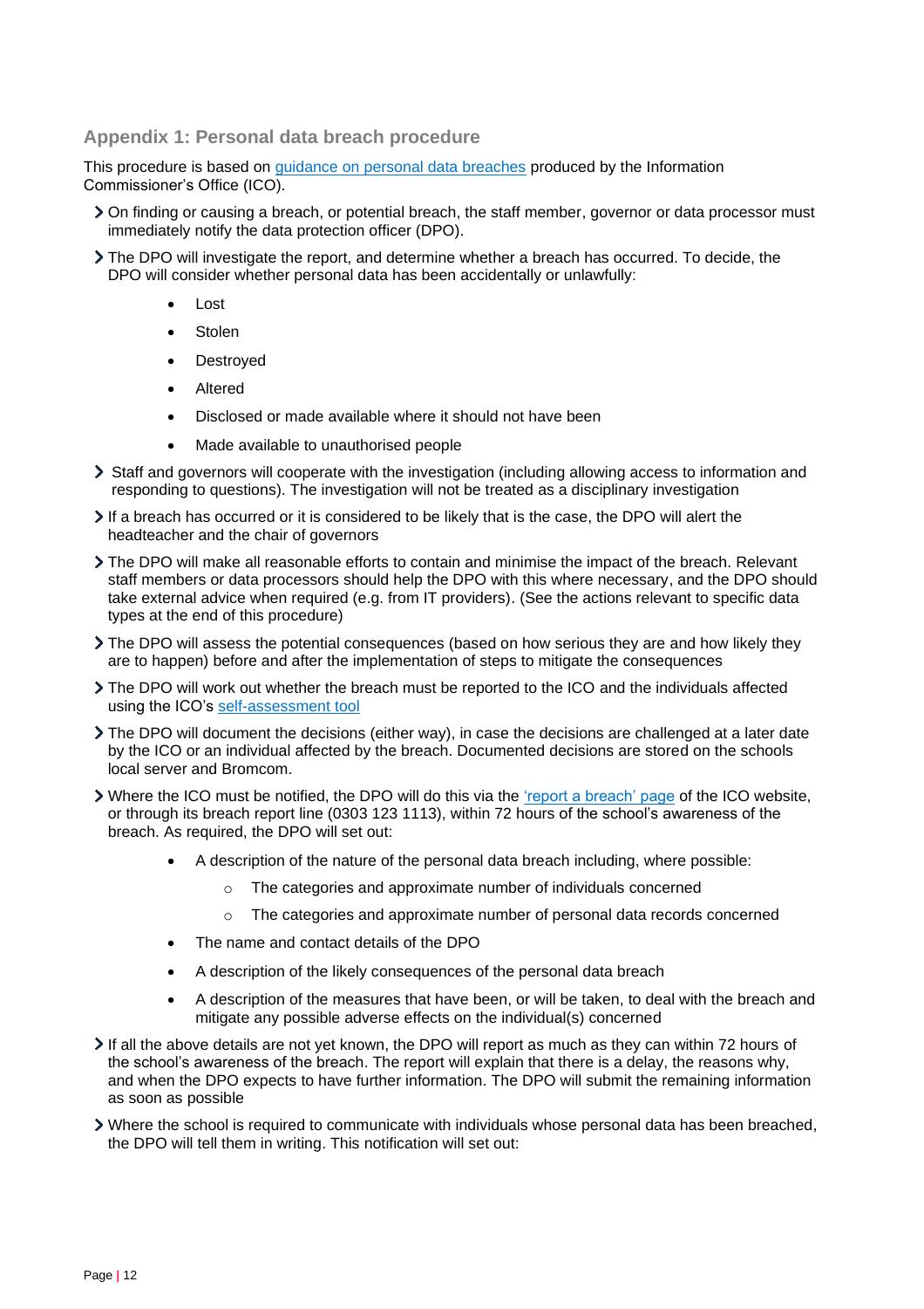## Appendix 1: Personal data breach procedure

This procedure is based on [guidance on personal data breaches]() produced by the Information Commissioner's Office (ICO).

- On finding or causing a breach, or potential breach, the staff member, governor or data processor must immediately notify the data protection officer (DPO).
- The DPO will investigate the report, and determine whether a breach has occurred. To decide, the DPO will consider whether personal data has been accidentally or unlawfully:
  - Lost
  - Stolen
  - Destroyed
  - Altered
  - Disclosed or made available where it should not have been
  - Made available to unauthorised people
- Staff and governors will cooperate with the investigation (including allowing access to information and responding to questions). The investigation will not be treated as a disciplinary investigation
- If a breach has occurred or it is considered to be likely that is the case, the DPO will alert the headteacher and the chair of governors
- The DPO will make all reasonable efforts to contain and minimise the impact of the breach. Relevant staff members or data processors should help the DPO with this where necessary, and the DPO should take external advice when required (e.g. from IT providers). (See the actions relevant to specific data types at the end of this procedure)
- The DPO will assess the potential consequences (based on how serious they are and how likely they are to happen) before and after the implementation of steps to mitigate the consequences
- The DPO will work out whether the breach must be reported to the ICO and the individuals affected using the ICO's [self-assessment tool]()
- The DPO will document the decisions (either way), in case the decisions are challenged at a later date by the ICO or an individual affected by the breach. Documented decisions are stored on the schools local server and Bromcom.
- Where the ICO must be notified, the DPO will do this via the ['report a breach' page]() of the ICO website, or through its breach report line (0303 123 1113), within 72 hours of the school's awareness of the breach. As required, the DPO will set out:
  - A description of the nature of the personal data breach including, where possible:
    - The categories and approximate number of individuals concerned
    - The categories and approximate number of personal data records concerned
  - The name and contact details of the DPO
  - A description of the likely consequences of the personal data breach
  - A description of the measures that have been, or will be taken, to deal with the breach and mitigate any possible adverse effects on the individual(s) concerned
- If all the above details are not yet known, the DPO will report as much as they can within 72 hours of the school's awareness of the breach. The report will explain that there is a delay, the reasons why, and when the DPO expects to have further information. The DPO will submit the remaining information as soon as possible
- Where the school is required to communicate with individuals whose personal data has been breached, the DPO will tell them in writing. This notification will set out: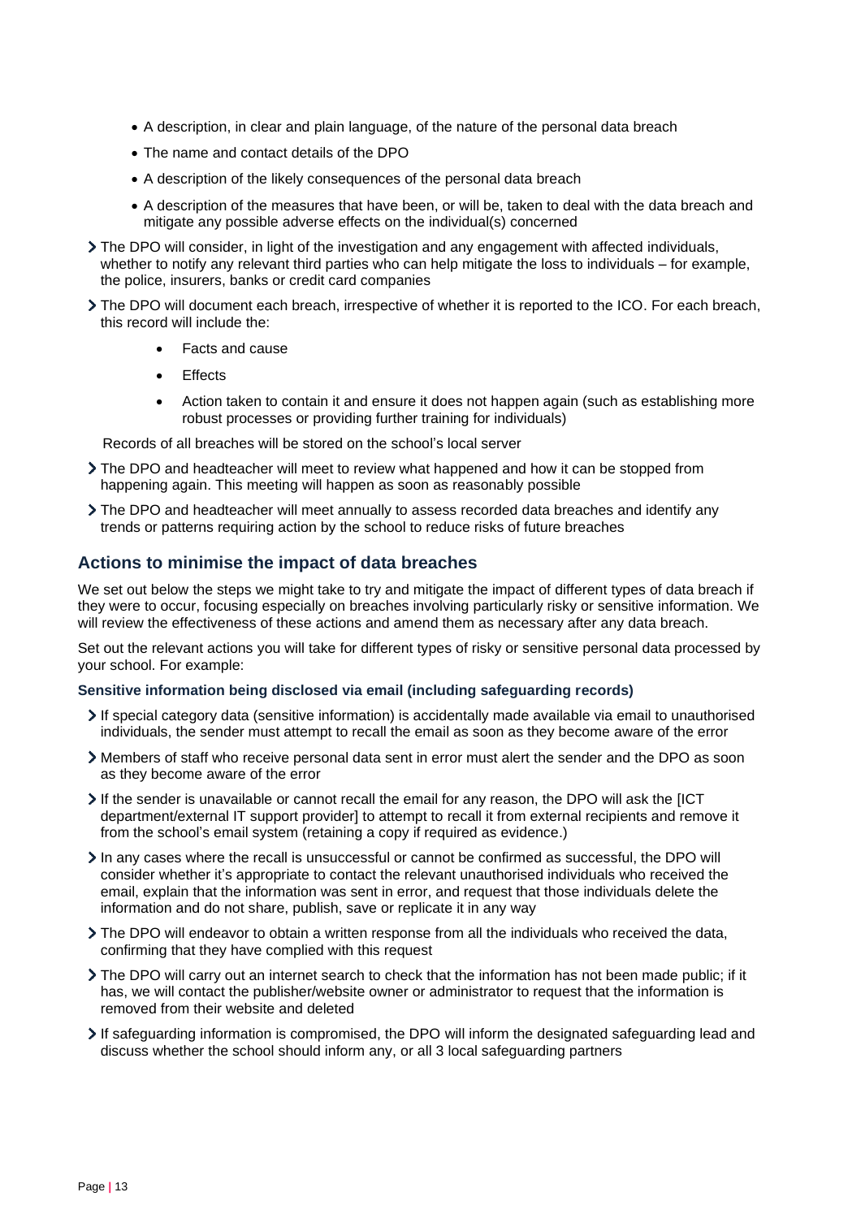- A description, in clear and plain language, of the nature of the personal data breach
  - The name and contact details of the DPO
  - A description of the likely consequences of the personal data breach
  - A description of the measures that have been, or will be, taken to deal with the data breach and mitigate any possible adverse effects on the individual(s) concerned

- The DPO will consider, in light of the investigation and any engagement with affected individuals, whether to notify any relevant third parties who can help mitigate the loss to individuals – for example, the police, insurers, banks or credit card companies
- The DPO will document each breach, irrespective of whether it is reported to the ICO. For each breach, this record will include the:
  - Facts and cause
  - Effects
  - Action taken to contain it and ensure it does not happen again (such as establishing more robust processes or providing further training for individuals)

  Records of all breaches will be stored on the school's local server

- The DPO and headteacher will meet to review what happened and how it can be stopped from happening again. This meeting will happen as soon as reasonably possible
- The DPO and headteacher will meet annually to assess recorded data breaches and identify any trends or patterns requiring action by the school to reduce risks of future breaches

## Actions to minimise the impact of data breaches

We set out below the steps we might take to try and mitigate the impact of different types of data breach if they were to occur, focusing especially on breaches involving particularly risky or sensitive information. We will review the effectiveness of these actions and amend them as necessary after any data breach.

Set out the relevant actions you will take for different types of risky or sensitive personal data processed by your school. For example:

#### Sensitive information being disclosed via email (including safeguarding records)

- If special category data (sensitive information) is accidentally made available via email to unauthorised individuals, the sender must attempt to recall the email as soon as they become aware of the error
- Members of staff who receive personal data sent in error must alert the sender and the DPO as soon as they become aware of the error
- If the sender is unavailable or cannot recall the email for any reason, the DPO will ask the [ICT department/external IT support provider] to attempt to recall it from external recipients and remove it from the school's email system (retaining a copy if required as evidence.)
- In any cases where the recall is unsuccessful or cannot be confirmed as successful, the DPO will consider whether it's appropriate to contact the relevant unauthorised individuals who received the email, explain that the information was sent in error, and request that those individuals delete the information and do not share, publish, save or replicate it in any way
- The DPO will endeavor to obtain a written response from all the individuals who received the data, confirming that they have complied with this request
- The DPO will carry out an internet search to check that the information has not been made public; if it has, we will contact the publisher/website owner or administrator to request that the information is removed from their website and deleted
- If safeguarding information is compromised, the DPO will inform the designated safeguarding lead and discuss whether the school should inform any, or all 3 local safeguarding partners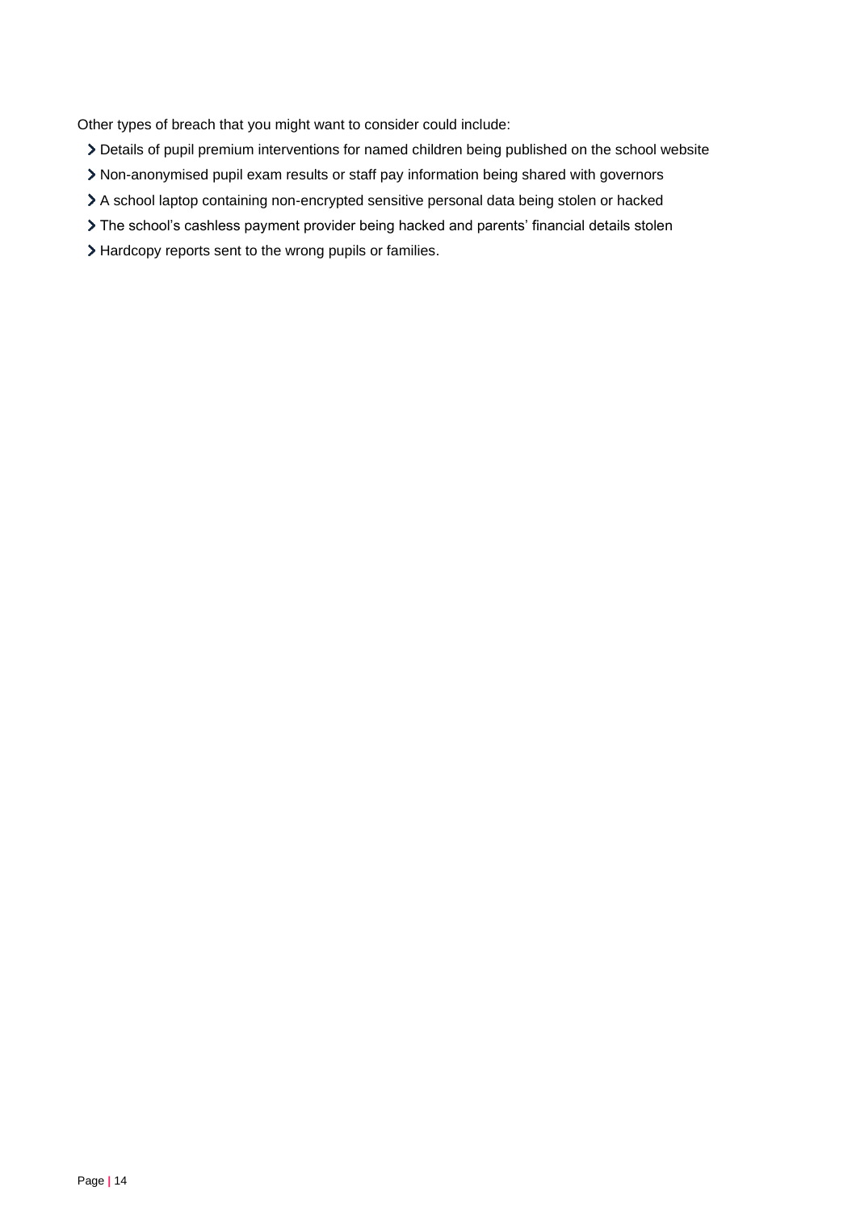Other types of breach that you might want to consider could include:

- Details of pupil premium interventions for named children being published on the school website
- Non-anonymised pupil exam results or staff pay information being shared with governors
- A school laptop containing non-encrypted sensitive personal data being stolen or hacked
- The school's cashless payment provider being hacked and parents' financial details stolen
- Hardcopy reports sent to the wrong pupils or families.